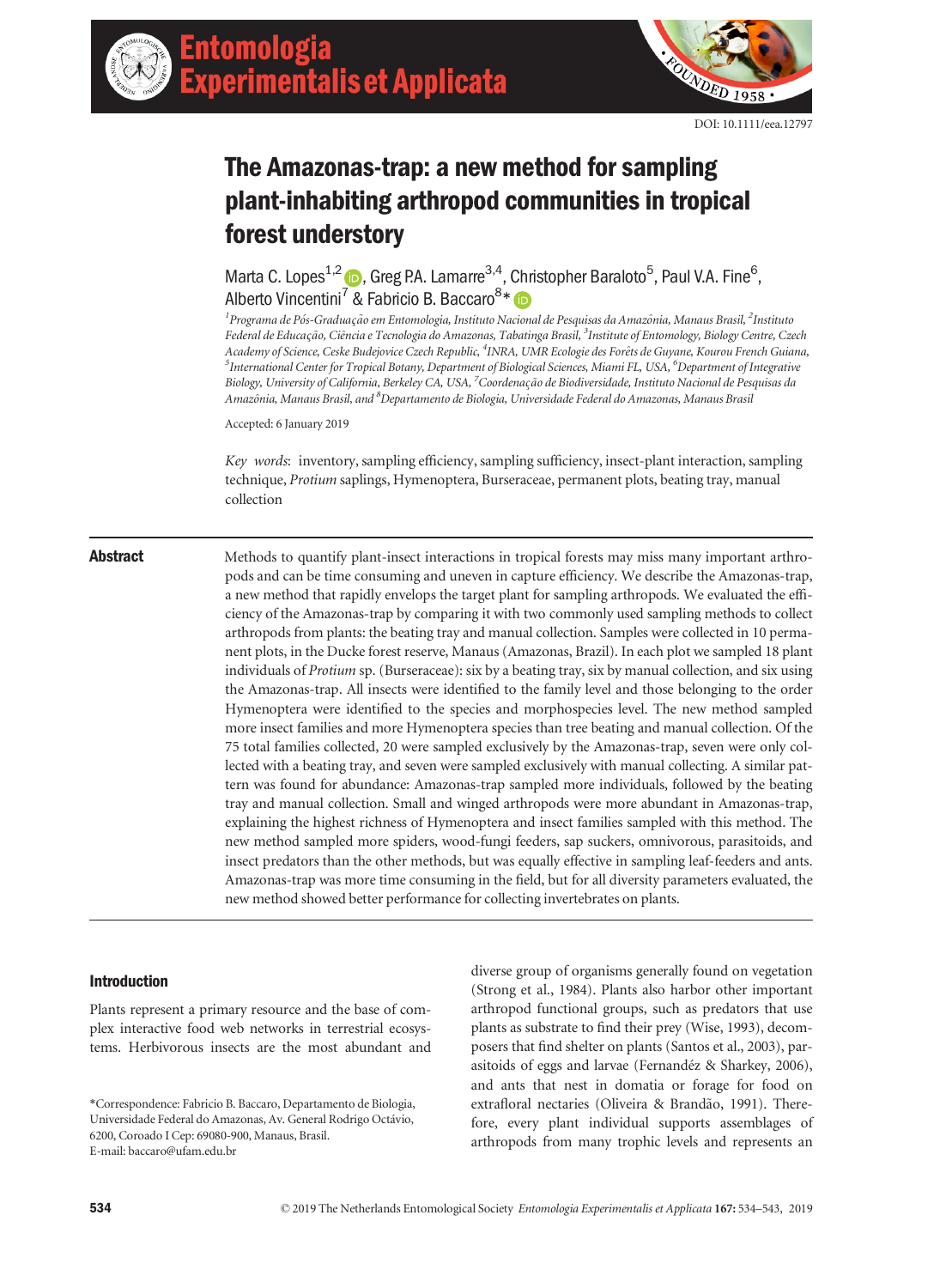DOI: 10.1111/eea.12797

# The Amazonas-trap: a new method for sampling plant-inhabiting arthropod communities in tropical forest understory

Marta C. Lopes[1,2], Greg P.A. Lamarre[3,4], Christopher Baraloto[5], Paul V.A. Fine[6], Alberto Vincentini[7] & Fabricio B. Baccaro[8]*

[1]Programa de Pós-Graduação em Entomologia, Instituto Nacional de Pesquisas da Amazônia, Manaus Brasil, [2]Instituto Federal de Educação, Ciência e Tecnologia do Amazonas, Tabatinga Brasil, [3]Institute of Entomology, Biology Centre, Czech Academy of Science, Ceske Budejovice Czech Republic, [4]INRA, UMR Ecologie des Forêts de Guyane, Kourou French Guiana, [5]International Center for Tropical Botany, Department of Biological Sciences, Miami FL, USA, [6]Department of Integrative Biology, University of California, Berkeley CA, USA, [7]Coordenação de Biodiversidade, Instituto Nacional de Pesquisas da Amazônia, Manaus Brasil, and [8]Departamento de Biologia, Universidade Federal do Amazonas, Manaus Brasil

Accepted: 6 January 2019

*Key words*: inventory, sampling efficiency, sampling sufficiency, insect-plant interaction, sampling technique, *Protium* saplings, Hymenoptera, Burseraceae, permanent plots, beating tray, manual collection

## Abstract

Methods to quantify plant-insect interactions in tropical forests may miss many important arthropods and can be time consuming and uneven in capture efficiency. We describe the Amazonas-trap, a new method that rapidly envelops the target plant for sampling arthropods. We evaluated the efficiency of the Amazonas-trap by comparing it with two commonly used sampling methods to collect arthropods from plants: the beating tray and manual collection. Samples were collected in 10 permanent plots, in the Ducke forest reserve, Manaus (Amazonas, Brazil). In each plot we sampled 18 plant individuals of *Protium* sp. (Burseraceae): six by a beating tray, six by manual collection, and six using the Amazonas-trap. All insects were identified to the family level and those belonging to the order Hymenoptera were identified to the species and morphospecies level. The new method sampled more insect families and more Hymenoptera species than tree beating and manual collection. Of the 75 total families collected, 20 were sampled exclusively by the Amazonas-trap, seven were only collected with a beating tray, and seven were sampled exclusively with manual collecting. A similar pattern was found for abundance: Amazonas-trap sampled more individuals, followed by the beating tray and manual collection. Small and winged arthropods were more abundant in Amazonas-trap, explaining the highest richness of Hymenoptera and insect families sampled with this method. The new method sampled more spiders, wood-fungi feeders, sap suckers, omnivorous, parasitoids, and insect predators than the other methods, but was equally effective in sampling leaf-feeders and ants. Amazonas-trap was more time consuming in the field, but for all diversity parameters evaluated, the new method showed better performance for collecting invertebrates on plants.

## Introduction

Plants represent a primary resource and the base of complex interactive food web networks in terrestrial ecosystems. Herbivorous insects are the most abundant and diverse group of organisms generally found on vegetation (Strong et al., 1984). Plants also harbor other important arthropod functional groups, such as predators that use plants as substrate to find their prey (Wise, 1993), decomposers that find shelter on plants (Santos et al., 2003), parasitoids of eggs and larvae (Fernandéz & Sharkey, 2006), and ants that nest in domatia or forage for food on extrafloral nectaries (Oliveira & Brandão, 1991). Therefore, every plant individual supports assemblages of arthropods from many trophic levels and represents an

*Correspondence: Fabricio B. Baccaro, Departamento de Biologia, Universidade Federal do Amazonas, Av. General Rodrigo Octávio, 6200, Coroado I Cep: 69080-900, Manaus, Brasil. E-mail: baccaro@ufam.edu.br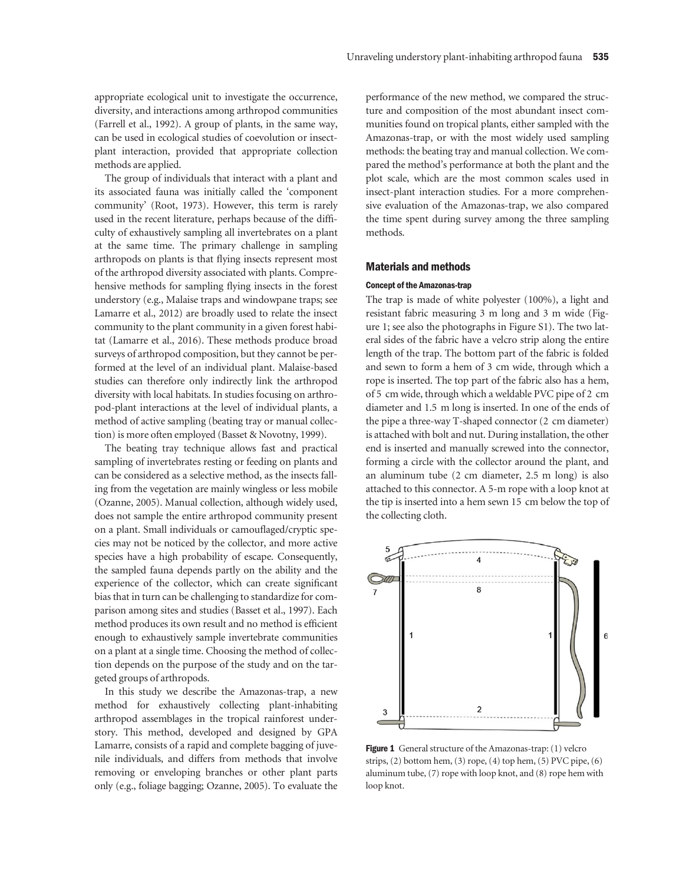appropriate ecological unit to investigate the occurrence, diversity, and interactions among arthropod communities (Farrell et al., 1992). A group of plants, in the same way, can be used in ecological studies of coevolution or insect-plant interaction, provided that appropriate collection methods are applied.

The group of individuals that interact with a plant and its associated fauna was initially called the 'component community' (Root, 1973). However, this term is rarely used in the recent literature, perhaps because of the difficulty of exhaustively sampling all invertebrates on a plant at the same time. The primary challenge in sampling arthropods on plants is that flying insects represent most of the arthropod diversity associated with plants. Comprehensive methods for sampling flying insects in the forest understory (e.g., Malaise traps and windowpane traps; see Lamarre et al., 2012) are broadly used to relate the insect community to the plant community in a given forest habitat (Lamarre et al., 2016). These methods produce broad surveys of arthropod composition, but they cannot be performed at the level of an individual plant. Malaise-based studies can therefore only indirectly link the arthropod diversity with local habitats. In studies focusing on arthropod-plant interactions at the level of individual plants, a method of active sampling (beating tray or manual collection) is more often employed (Basset & Novotny, 1999).

The beating tray technique allows fast and practical sampling of invertebrates resting or feeding on plants and can be considered as a selective method, as the insects falling from the vegetation are mainly wingless or less mobile (Ozanne, 2005). Manual collection, although widely used, does not sample the entire arthropod community present on a plant. Small individuals or camouflaged/cryptic species may not be noticed by the collector, and more active species have a high probability of escape. Consequently, the sampled fauna depends partly on the ability and the experience of the collector, which can create significant bias that in turn can be challenging to standardize for comparison among sites and studies (Basset et al., 1997). Each method produces its own result and no method is efficient enough to exhaustively sample invertebrate communities on a plant at a single time. Choosing the method of collection depends on the purpose of the study and on the targeted groups of arthropods.

In this study we describe the Amazonas-trap, a new method for exhaustively collecting plant-inhabiting arthropod assemblages in the tropical rainforest understory. This method, developed and designed by GPA Lamarre, consists of a rapid and complete bagging of juvenile individuals, and differs from methods that involve removing or enveloping branches or other plant parts only (e.g., foliage bagging; Ozanne, 2005). To evaluate the performance of the new method, we compared the structure and composition of the most abundant insect communities found on tropical plants, either sampled with the Amazonas-trap, or with the most widely used sampling methods: the beating tray and manual collection. We compared the method's performance at both the plant and the plot scale, which are the most common scales used in insect-plant interaction studies. For a more comprehensive evaluation of the Amazonas-trap, we also compared the time spent during survey among the three sampling methods.

## Materials and methods

### Concept of the Amazonas-trap

The trap is made of white polyester (100%), a light and resistant fabric measuring 3 m long and 3 m wide (Figure 1; see also the photographs in Figure S1). The two lateral sides of the fabric have a velcro strip along the entire length of the trap. The bottom part of the fabric is folded and sewn to form a hem of 3 cm wide, through which a rope is inserted. The top part of the fabric also has a hem, of 5 cm wide, through which a weldable PVC pipe of 2 cm diameter and 1.5 m long is inserted. In one of the ends of the pipe a three-way T-shaped connector (2 cm diameter) is attached with bolt and nut. During installation, the other end is inserted and manually screwed into the connector, forming a circle with the collector around the plant, and an aluminum tube (2 cm diameter, 2.5 m long) is also attached to this connector. A 5-m rope with a loop knot at the tip is inserted into a hem sewn 15 cm below the top of the collecting cloth.

**Figure 1** General structure of the Amazonas-trap: (1) velcro strips, (2) bottom hem, (3) rope, (4) top hem, (5) PVC pipe, (6) aluminum tube, (7) rope with loop knot, and (8) rope hem with loop knot.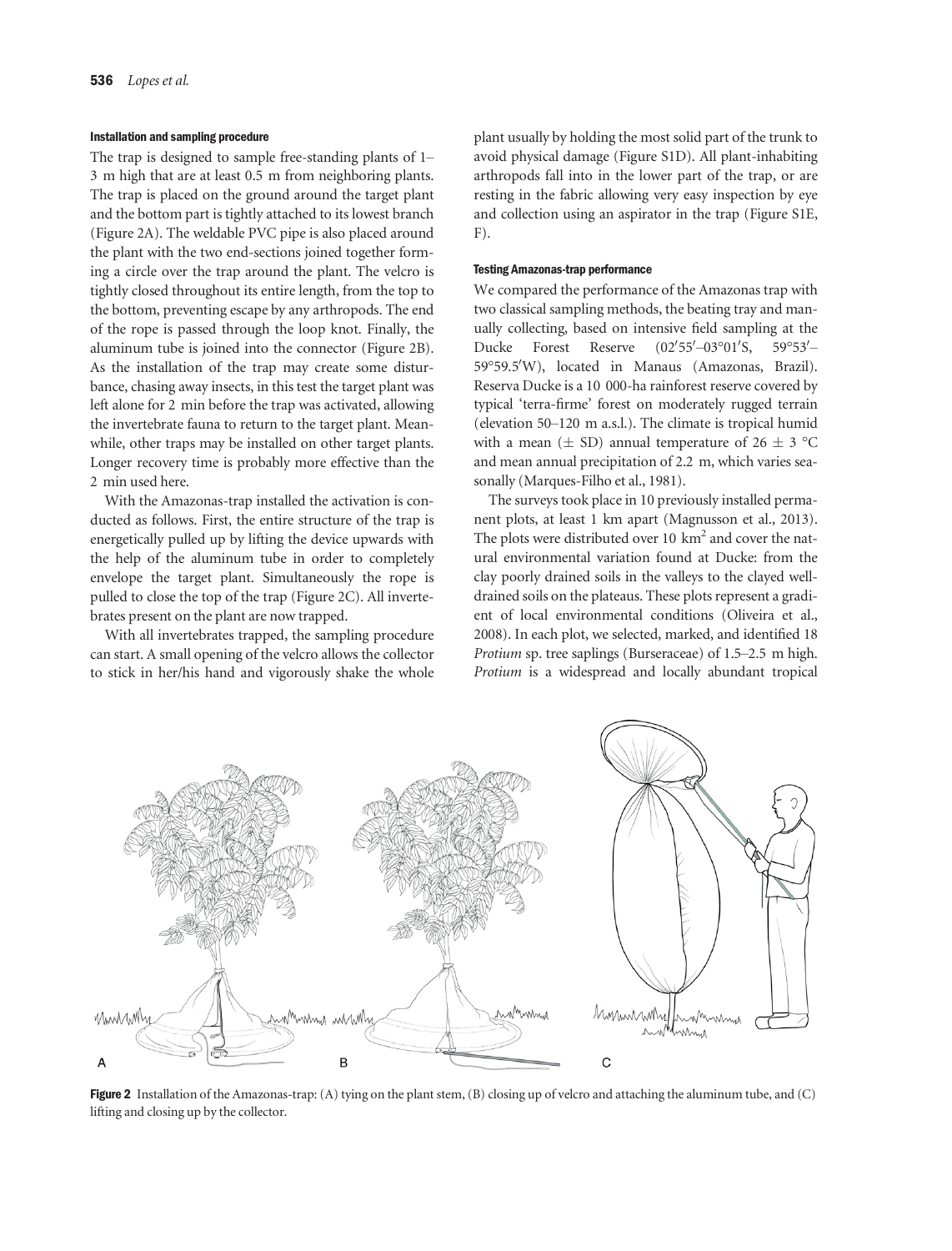#### Installation and sampling procedure

The trap is designed to sample free-standing plants of 1–3 m high that are at least 0.5 m from neighboring plants. The trap is placed on the ground around the target plant and the bottom part is tightly attached to its lowest branch (Figure 2A). The weldable PVC pipe is also placed around the plant with the two end-sections joined together forming a circle over the trap around the plant. The velcro is tightly closed throughout its entire length, from the top to the bottom, preventing escape by any arthropods. The end of the rope is passed through the loop knot. Finally, the aluminum tube is joined into the connector (Figure 2B). As the installation of the trap may create some disturbance, chasing away insects, in this test the target plant was left alone for 2 min before the trap was activated, allowing the invertebrate fauna to return to the target plant. Meanwhile, other traps may be installed on other target plants. Longer recovery time is probably more effective than the 2 min used here.

With the Amazonas-trap installed the activation is conducted as follows. First, the entire structure of the trap is energetically pulled up by lifting the device upwards with the help of the aluminum tube in order to completely envelope the target plant. Simultaneously the rope is pulled to close the top of the trap (Figure 2C). All invertebrates present on the plant are now trapped.

With all invertebrates trapped, the sampling procedure can start. A small opening of the velcro allows the collector to stick in her/his hand and vigorously shake the whole plant usually by holding the most solid part of the trunk to avoid physical damage (Figure S1D). All plant-inhabiting arthropods fall into in the lower part of the trap, or are resting in the fabric allowing very easy inspection by eye and collection using an aspirator in the trap (Figure S1E, F).

#### Testing Amazonas-trap performance

We compared the performance of the Amazonas trap with two classical sampling methods, the beating tray and manually collecting, based on intensive field sampling at the Ducke Forest Reserve (02′55′–03°01′S, 59°53′–59°59.5′W), located in Manaus (Amazonas, Brazil). Reserva Ducke is a 10 000-ha rainforest reserve covered by typical 'terra-firme' forest on moderately rugged terrain (elevation 50–120 m a.s.l.). The climate is tropical humid with a mean (± SD) annual temperature of 26 ± 3 °C and mean annual precipitation of 2.2 m, which varies seasonally (Marques-Filho et al., 1981).

The surveys took place in 10 previously installed permanent plots, at least 1 km apart (Magnusson et al., 2013). The plots were distributed over 10 km$^2$ and cover the natural environmental variation found at Ducke: from the clay poorly drained soils in the valleys to the clayed well-drained soils on the plateaus. These plots represent a gradient of local environmental conditions (Oliveira et al., 2008). In each plot, we selected, marked, and identified 18 *Protium* sp. tree saplings (Burseraceae) of 1.5–2.5 m high. *Protium* is a widespread and locally abundant tropical

**Figure 2** Installation of the Amazonas-trap: (A) tying on the plant stem, (B) closing up of velcro and attaching the aluminum tube, and (C) lifting and closing up by the collector.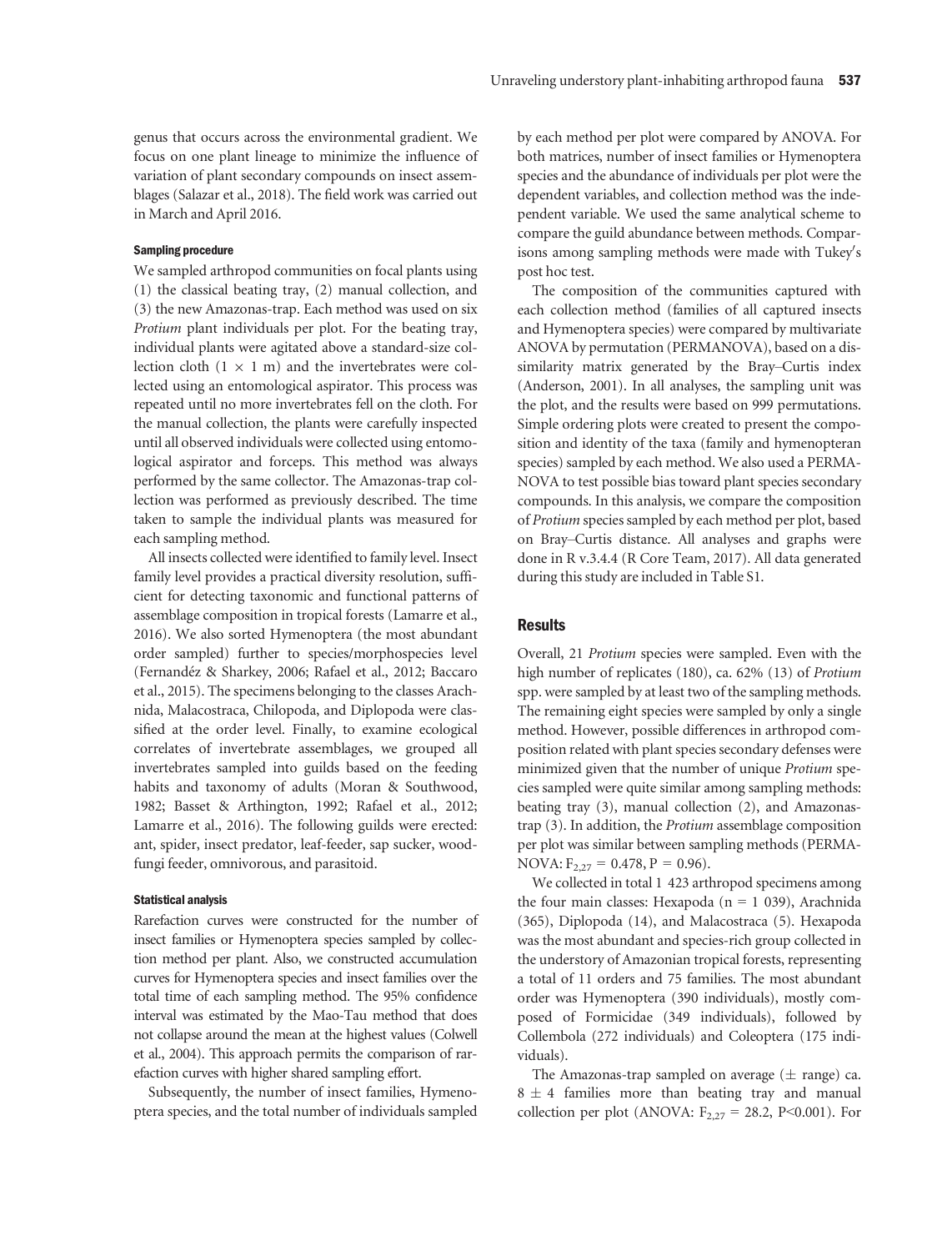genus that occurs across the environmental gradient. We focus on one plant lineage to minimize the influence of variation of plant secondary compounds on insect assemblages (Salazar et al., 2018). The field work was carried out in March and April 2016.

#### Sampling procedure

We sampled arthropod communities on focal plants using (1) the classical beating tray, (2) manual collection, and (3) the new Amazonas-trap. Each method was used on six *Protium* plant individuals per plot. For the beating tray, individual plants were agitated above a standard-size collection cloth ($1 \times 1$ m) and the invertebrates were collected using an entomological aspirator. This process was repeated until no more invertebrates fell on the cloth. For the manual collection, the plants were carefully inspected until all observed individuals were collected using entomological aspirator and forceps. This method was always performed by the same collector. The Amazonas-trap collection was performed as previously described. The time taken to sample the individual plants was measured for each sampling method.

All insects collected were identified to family level. Insect family level provides a practical diversity resolution, sufficient for detecting taxonomic and functional patterns of assemblage composition in tropical forests (Lamarre et al., 2016). We also sorted Hymenoptera (the most abundant order sampled) further to species/morphospecies level (Fernandéz & Sharkey, 2006; Rafael et al., 2012; Baccaro et al., 2015). The specimens belonging to the classes Arachnida, Malacostraca, Chilopoda, and Diplopoda were classified at the order level. Finally, to examine ecological correlates of invertebrate assemblages, we grouped all invertebrates sampled into guilds based on the feeding habits and taxonomy of adults (Moran & Southwood, 1982; Basset & Arthington, 1992; Rafael et al., 2012; Lamarre et al., 2016). The following guilds were erected: ant, spider, insect predator, leaf-feeder, sap sucker, wood-fungi feeder, omnivorous, and parasitoid.

#### Statistical analysis

Rarefaction curves were constructed for the number of insect families or Hymenoptera species sampled by collection method per plant. Also, we constructed accumulation curves for Hymenoptera species and insect families over the total time of each sampling method. The 95% confidence interval was estimated by the Mao-Tau method that does not collapse around the mean at the highest values (Colwell et al., 2004). This approach permits the comparison of rarefaction curves with higher shared sampling effort.

Subsequently, the number of insect families, Hymenoptera species, and the total number of individuals sampled by each method per plot were compared by ANOVA. For both matrices, number of insect families or Hymenoptera species and the abundance of individuals per plot were the dependent variables, and collection method was the independent variable. We used the same analytical scheme to compare the guild abundance between methods. Comparisons among sampling methods were made with Tukey′s post hoc test.

The composition of the communities captured with each collection method (families of all captured insects and Hymenoptera species) were compared by multivariate ANOVA by permutation (PERMANOVA), based on a dissimilarity matrix generated by the Bray–Curtis index (Anderson, 2001). In all analyses, the sampling unit was the plot, and the results were based on 999 permutations. Simple ordering plots were created to present the composition and identity of the taxa (family and hymenopteran species) sampled by each method. We also used a PERMANOVA to test possible bias toward plant species secondary compounds. In this analysis, we compare the composition of *Protium* species sampled by each method per plot, based on Bray–Curtis distance. All analyses and graphs were done in R v.3.4.4 (R Core Team, 2017). All data generated during this study are included in Table S1.

## Results

Overall, 21 *Protium* species were sampled. Even with the high number of replicates (180), ca. 62% (13) of *Protium* spp. were sampled by at least two of the sampling methods. The remaining eight species were sampled by only a single method. However, possible differences in arthropod composition related with plant species secondary defenses were minimized given that the number of unique *Protium* species sampled were quite similar among sampling methods: beating tray (3), manual collection (2), and Amazonas-trap (3). In addition, the *Protium* assemblage composition per plot was similar between sampling methods (PERMANOVA: $F_{2,27} = 0.478$, $P = 0.96$).

We collected in total 1 423 arthropod specimens among the four main classes: Hexapoda (n = 1 039), Arachnida (365), Diplopoda (14), and Malacostraca (5). Hexapoda was the most abundant and species-rich group collected in the understory of Amazonian tropical forests, representing a total of 11 orders and 75 families. The most abundant order was Hymenoptera (390 individuals), mostly composed of Formicidae (349 individuals), followed by Collembola (272 individuals) and Coleoptera (175 individuals).

The Amazonas-trap sampled on average ($\pm$ range) ca. $8 \pm 4$ families more than beating tray and manual collection per plot (ANOVA: $F_{2,27} = 28.2$, $P<0.001$). For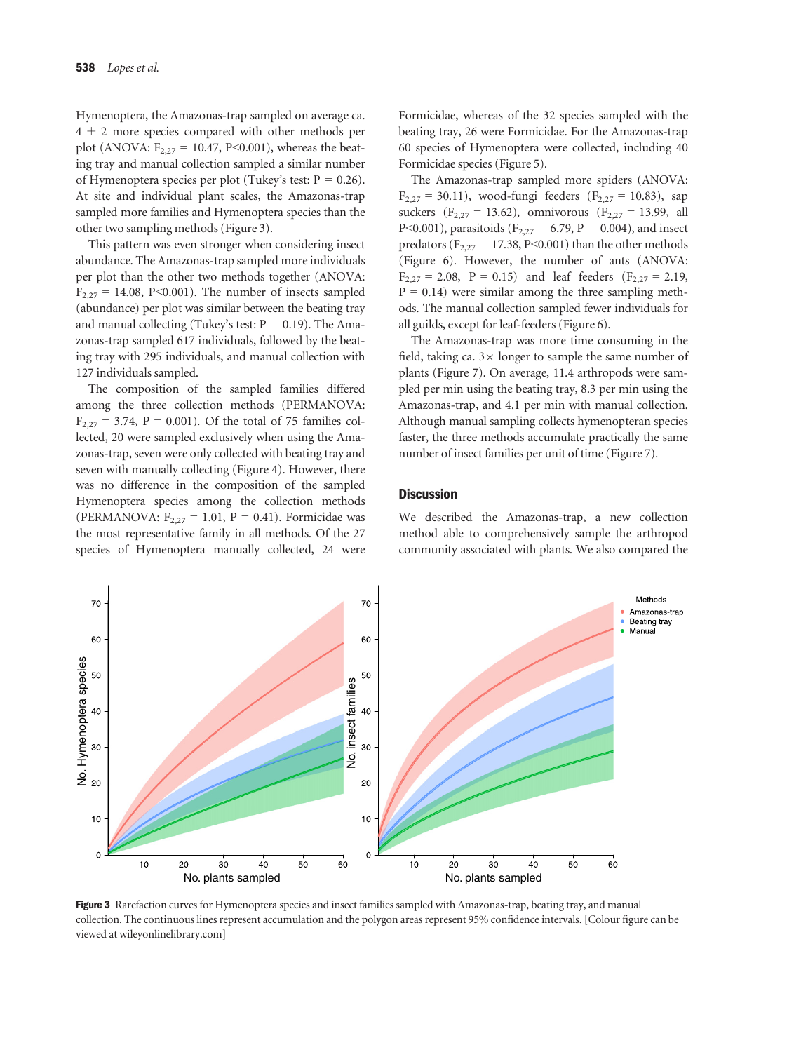Hymenoptera, the Amazonas-trap sampled on average ca. $4 \pm 2$ more species compared with other methods per plot (ANOVA: $F_{2,27} = 10.47$, $P<0.001$), whereas the beating tray and manual collection sampled a similar number of Hymenoptera species per plot (Tukey's test: $P = 0.26$). At site and individual plant scales, the Amazonas-trap sampled more families and Hymenoptera species than the other two sampling methods (Figure 3).

This pattern was even stronger when considering insect abundance. The Amazonas-trap sampled more individuals per plot than the other two methods together (ANOVA: $F_{2,27} = 14.08$, $P<0.001$). The number of insects sampled (abundance) per plot was similar between the beating tray and manual collecting (Tukey's test: $P = 0.19$). The Amazonas-trap sampled 617 individuals, followed by the beating tray with 295 individuals, and manual collection with 127 individuals sampled.

The composition of the sampled families differed among the three collection methods (PERMANOVA: $F_{2,27} = 3.74$, $P = 0.001$). Of the total of 75 families collected, 20 were sampled exclusively when using the Amazonas-trap, seven were only collected with beating tray and seven with manually collecting (Figure 4). However, there was no difference in the composition of the sampled Hymenoptera species among the collection methods (PERMANOVA: $F_{2,27} = 1.01$, $P = 0.41$). Formicidae was the most representative family in all methods. Of the 27 species of Hymenoptera manually collected, 24 were Formicidae, whereas of the 32 species sampled with the beating tray, 26 were Formicidae. For the Amazonas-trap 60 species of Hymenoptera were collected, including 40 Formicidae species (Figure 5).

The Amazonas-trap sampled more spiders (ANOVA: $F_{2,27} = 30.11$), wood-fungi feeders ($F_{2,27} = 10.83$), sap suckers ($F_{2,27} = 13.62$), omnivorous ($F_{2,27} = 13.99$, all $P<0.001$), parasitoids ($F_{2,27} = 6.79$, $P = 0.004$), and insect predators ($F_{2,27} = 17.38$, $P<0.001$) than the other methods (Figure 6). However, the number of ants (ANOVA: $F_{2,27} = 2.08$, $P = 0.15$) and leaf feeders ($F_{2,27} = 2.19$, $P = 0.14$) were similar among the three sampling methods. The manual collection sampled fewer individuals for all guilds, except for leaf-feeders (Figure 6).

The Amazonas-trap was more time consuming in the field, taking ca. $3\times$ longer to sample the same number of plants (Figure 7). On average, 11.4 arthropods were sampled per min using the beating tray, 8.3 per min using the Amazonas-trap, and 4.1 per min with manual collection. Although manual sampling collects hymenopteran species faster, the three methods accumulate practically the same number of insect families per unit of time (Figure 7).

## Discussion

We described the Amazonas-trap, a new collection method able to comprehensively sample the arthropod community associated with plants. We also compared the

**Figure 3** Rarefaction curves for Hymenoptera species and insect families sampled with Amazonas-trap, beating tray, and manual collection. The continuous lines represent accumulation and the polygon areas represent 95% confidence intervals. [Colour figure can be viewed at wileyonlinelibrary.com]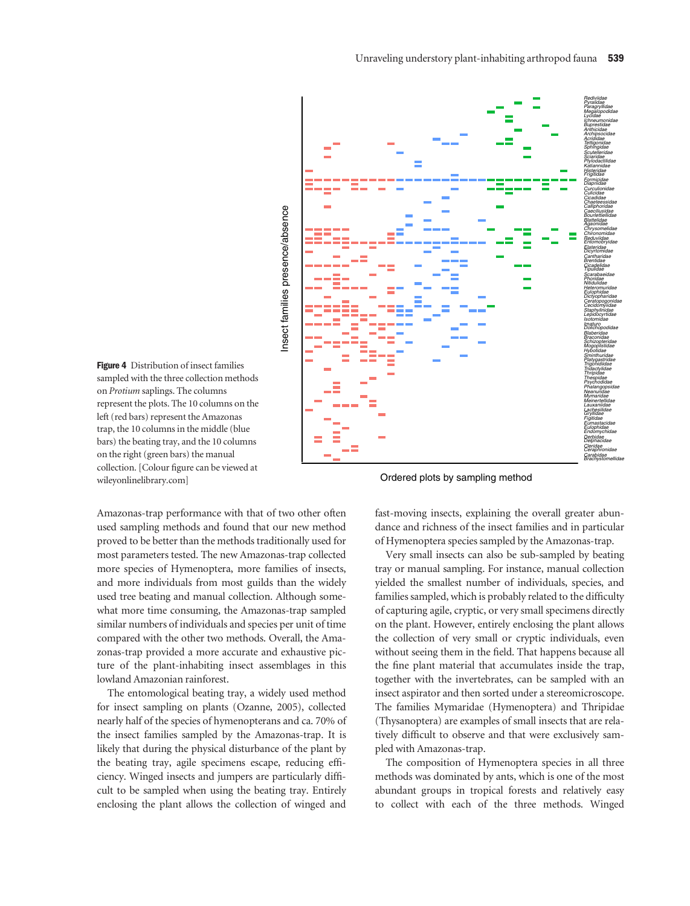**Figure 4** Distribution of insect families sampled with the three collection methods on *Protium* saplings. The columns represent the plots. The 10 columns on the left (red bars) represent the Amazonas trap, the 10 columns in the middle (blue bars) the beating tray, and the 10 columns on the right (green bars) the manual collection. [Colour figure can be viewed at wileyonlinelibrary.com]

Amazonas-trap performance with that of two other often used sampling methods and found that our new method proved to be better than the methods traditionally used for most parameters tested. The new Amazonas-trap collected more species of Hymenoptera, more families of insects, and more individuals from most guilds than the widely used tree beating and manual collection. Although somewhat more time consuming, the Amazonas-trap sampled similar numbers of individuals and species per unit of time compared with the other two methods. Overall, the Amazonas-trap provided a more accurate and exhaustive picture of the plant-inhabiting insect assemblages in this lowland Amazonian rainforest.

The entomological beating tray, a widely used method for insect sampling on plants (Ozanne, 2005), collected nearly half of the species of hymenopterans and ca. 70% of the insect families sampled by the Amazonas-trap. It is likely that during the physical disturbance of the plant by the beating tray, agile specimens escape, reducing efficiency. Winged insects and jumpers are particularly difficult to be sampled when using the beating tray. Entirely enclosing the plant allows the collection of winged and fast-moving insects, explaining the overall greater abundance and richness of the insect families and in particular of Hymenoptera species sampled by the Amazonas-trap.

Very small insects can also be sub-sampled by beating tray or manual sampling. For instance, manual collection yielded the smallest number of individuals, species, and families sampled, which is probably related to the difficulty of capturing agile, cryptic, or very small specimens directly on the plant. However, entirely enclosing the plant allows the collection of very small or cryptic individuals, even without seeing them in the field. That happens because all the fine plant material that accumulates inside the trap, together with the invertebrates, can be sampled with an insect aspirator and then sorted under a stereomicroscope. The families Mymaridae (Hymenoptera) and Thripidae (Thysanoptera) are examples of small insects that are relatively difficult to observe and that were exclusively sampled with Amazonas-trap.

The composition of Hymenoptera species in all three methods was dominated by ants, which is one of the most abundant groups in tropical forests and relatively easy to collect with each of the three methods. Winged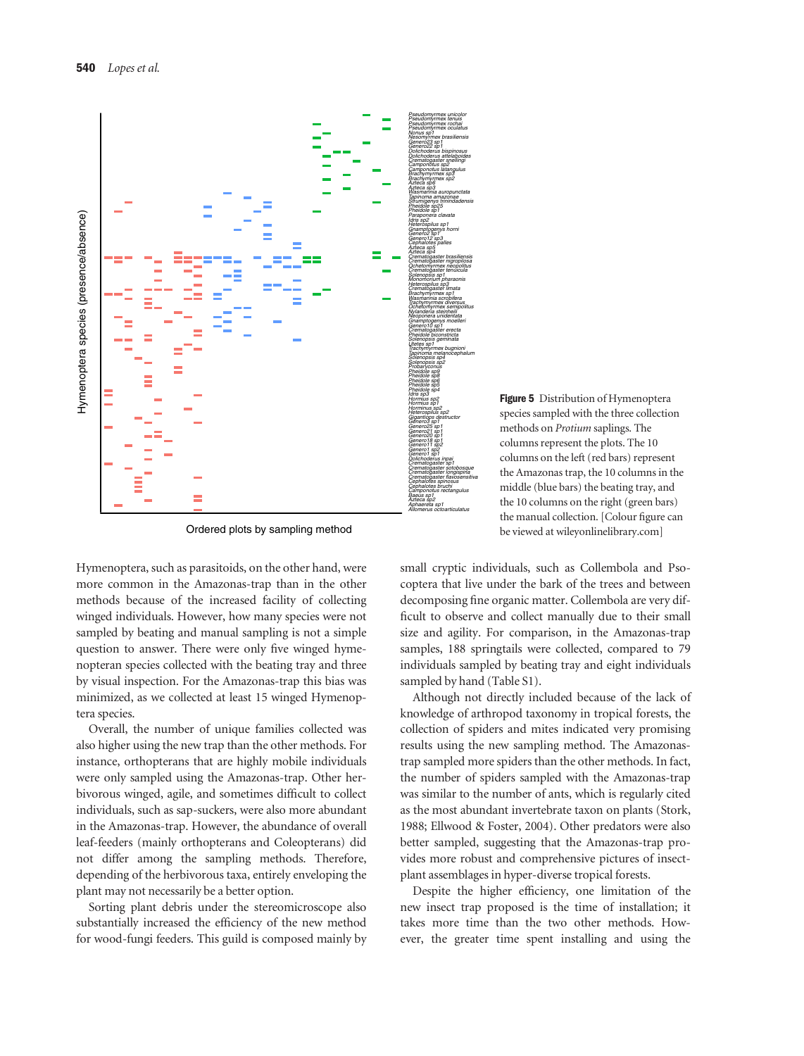**Figure 5** Distribution of Hymenoptera species sampled with the three collection methods on *Protium* saplings. The columns represent the plots. The 10 columns on the left (red bars) represent the Amazonas trap, the 10 columns in the middle (blue bars) the beating tray, and the 10 columns on the right (green bars) the manual collection. [Colour figure can be viewed at wileyonlinelibrary.com]

Hymenoptera, such as parasitoids, on the other hand, were more common in the Amazonas-trap than in the other methods because of the increased facility of collecting winged individuals. However, how many species were not sampled by beating and manual sampling is not a simple question to answer. There were only five winged hymenopteran species collected with the beating tray and three by visual inspection. For the Amazonas-trap this bias was minimized, as we collected at least 15 winged Hymenoptera species.

Overall, the number of unique families collected was also higher using the new trap than the other methods. For instance, orthopterans that are highly mobile individuals were only sampled using the Amazonas-trap. Other herbivorous winged, agile, and sometimes difficult to collect individuals, such as sap-suckers, were also more abundant in the Amazonas-trap. However, the abundance of overall leaf-feeders (mainly orthopterans and Coleopterans) did not differ among the sampling methods. Therefore, depending of the herbivorous taxa, entirely enveloping the plant may not necessarily be a better option.

Sorting plant debris under the stereomicroscope also substantially increased the efficiency of the new method for wood-fungi feeders. This guild is composed mainly by small cryptic individuals, such as Collembola and Psocoptera that live under the bark of the trees and between decomposing fine organic matter. Collembola are very difficult to observe and collect manually due to their small size and agility. For comparison, in the Amazonas-trap samples, 188 springtails were collected, compared to 79 individuals sampled by beating tray and eight individuals sampled by hand (Table S1).

Although not directly included because of the lack of knowledge of arthropod taxonomy in tropical forests, the collection of spiders and mites indicated very promising results using the new sampling method. The Amazonas-trap sampled more spiders than the other methods. In fact, the number of spiders sampled with the Amazonas-trap was similar to the number of ants, which is regularly cited as the most abundant invertebrate taxon on plants (Stork, 1988; Ellwood & Foster, 2004). Other predators were also better sampled, suggesting that the Amazonas-trap provides more robust and comprehensive pictures of insect-plant assemblages in hyper-diverse tropical forests.

Despite the higher efficiency, one limitation of the new insect trap proposed is the time of installation; it takes more time than the two other methods. However, the greater time spent installing and using the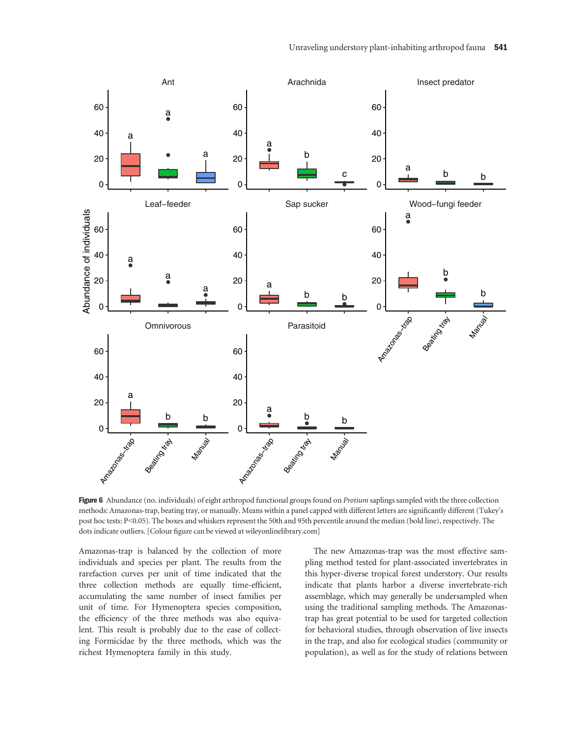**Figure 6** Abundance (no. individuals) of eight arthropod functional groups found on *Protium* saplings sampled with the three collection methods: Amazonas-trap, beating tray, or manually. Means within a panel capped with different letters are significantly different (Tukey's post hoc tests: P<0.05). The boxes and whiskers represent the 50th and 95th percentile around the median (bold line), respectively. The dots indicate outliers. [Colour figure can be viewed at wileyonlinelibrary.com]

Amazonas-trap is balanced by the collection of more individuals and species per plant. The results from the rarefaction curves per unit of time indicated that the three collection methods are equally time-efficient, accumulating the same number of insect families per unit of time. For Hymenoptera species composition, the efficiency of the three methods was also equivalent. This result is probably due to the ease of collecting Formicidae by the three methods, which was the richest Hymenoptera family in this study.

The new Amazonas-trap was the most effective sampling method tested for plant-associated invertebrates in this hyper-diverse tropical forest understory. Our results indicate that plants harbor a diverse invertebrate-rich assemblage, which may generally be undersampled when using the traditional sampling methods. The Amazonas-trap has great potential to be used for targeted collection for behavioral studies, through observation of live insects in the trap, and also for ecological studies (community or population), as well as for the study of relations between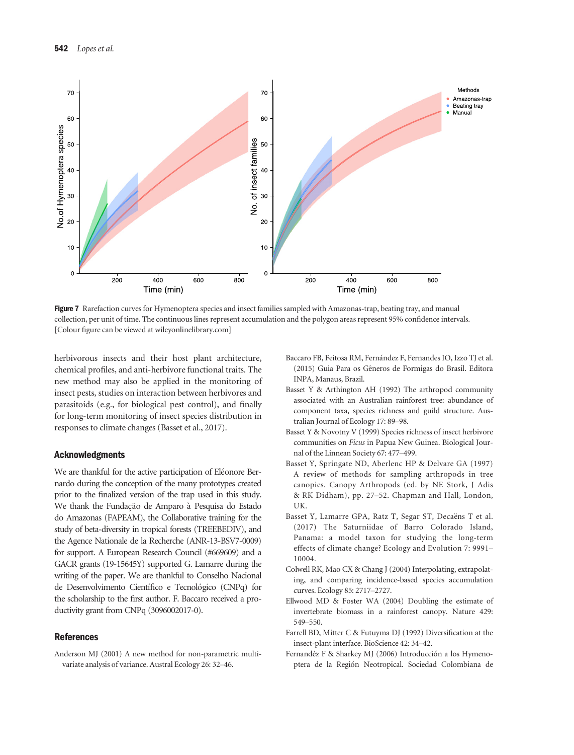Figure 7 Rarefaction curves for Hymenoptera species and insect families sampled with Amazonas-trap, beating tray, and manual collection, per unit of time. The continuous lines represent accumulation and the polygon areas represent 95% confidence intervals. [Colour figure can be viewed at wileyonlinelibrary.com]

herbivorous insects and their host plant architecture, chemical profiles, and anti-herbivore functional traits. The new method may also be applied in the monitoring of insect pests, studies on interaction between herbivores and parasitoids (e.g., for biological pest control), and finally for long-term monitoring of insect species distribution in responses to climate changes (Basset et al., 2017).

## Acknowledgments

We are thankful for the active participation of Eléonore Bernardo during the conception of the many prototypes created prior to the finalized version of the trap used in this study. We thank the Fundação de Amparo à Pesquisa do Estado do Amazonas (FAPEAM), the Collaborative training for the study of beta-diversity in tropical forests (TREEBEDIV), and the Agence Nationale de la Recherche (ANR-13-BSV7-0009) for support. A European Research Council (#669609) and a GACR grants (19-15645Y) supported G. Lamarre during the writing of the paper. We are thankful to Conselho Nacional de Desenvolvimento Científico e Tecnológico (CNPq) for the scholarship to the first author. F. Baccaro received a productivity grant from CNPq (3096002017-0).

## References

Anderson MJ (2001) A new method for non-parametric multivariate analysis of variance. Austral Ecology 26: 32–46.

Baccaro FB, Feitosa RM, Fernández F, Fernandes IO, Izzo TJ et al. (2015) Guia Para os Gêneros de Formigas do Brasil. Editora INPA, Manaus, Brazil.

Basset Y & Arthington AH (1992) The arthropod community associated with an Australian rainforest tree: abundance of component taxa, species richness and guild structure. Australian Journal of Ecology 17: 89–98.

Basset Y & Novotny V (1999) Species richness of insect herbivore communities on *Ficus* in Papua New Guinea. Biological Journal of the Linnean Society 67: 477–499.

Basset Y, Springate ND, Aberlenc HP & Delvare GA (1997) A review of methods for sampling arthropods in tree canopies. Canopy Arthropods (ed. by NE Stork, J Adis & RK Didham), pp. 27–52. Chapman and Hall, London, UK.

Basset Y, Lamarre GPA, Ratz T, Segar ST, Decaëns T et al. (2017) The Saturniidae of Barro Colorado Island, Panama: a model taxon for studying the long-term effects of climate change? Ecology and Evolution 7: 9991–10004.

Colwell RK, Mao CX & Chang J (2004) Interpolating, extrapolating, and comparing incidence-based species accumulation curves. Ecology 85: 2717–2727.

Ellwood MD & Foster WA (2004) Doubling the estimate of invertebrate biomass in a rainforest canopy. Nature 429: 549–550.

Farrell BD, Mitter C & Futuyma DJ (1992) Diversification at the insect-plant interface. BioScience 42: 34–42.

Fernandéz F & Sharkey MJ (2006) Introducción a los Hymenoptera de la Región Neotropical. Sociedad Colombiana de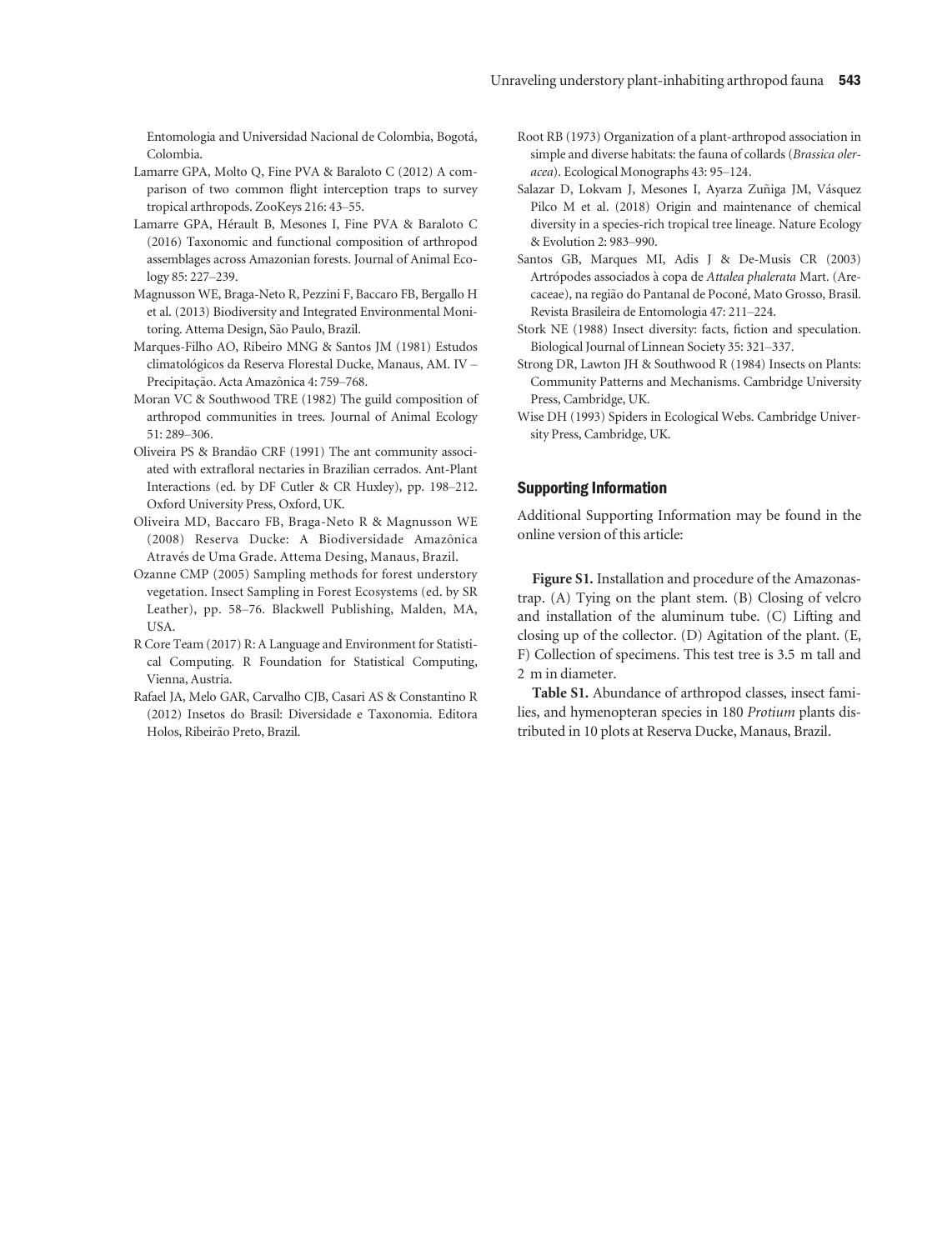Entomologia and Universidad Nacional de Colombia, Bogotá, Colombia.

Lamarre GPA, Molto Q, Fine PVA & Baraloto C (2012) A comparison of two common flight interception traps to survey tropical arthropods. ZooKeys 216: 43–55.

Lamarre GPA, Hérault B, Mesones I, Fine PVA & Baraloto C (2016) Taxonomic and functional composition of arthropod assemblages across Amazonian forests. Journal of Animal Ecology 85: 227–239.

Magnusson WE, Braga-Neto R, Pezzini F, Baccaro FB, Bergallo H et al. (2013) Biodiversity and Integrated Environmental Monitoring. Attema Design, São Paulo, Brazil.

Marques-Filho AO, Ribeiro MNG & Santos JM (1981) Estudos climatológicos da Reserva Florestal Ducke, Manaus, AM. IV – Precipitação. Acta Amazônica 4: 759–768.

Moran VC & Southwood TRE (1982) The guild composition of arthropod communities in trees. Journal of Animal Ecology 51: 289–306.

Oliveira PS & Brandão CRF (1991) The ant community associated with extrafloral nectaries in Brazilian cerrados. Ant-Plant Interactions (ed. by DF Cutler & CR Huxley), pp. 198–212. Oxford University Press, Oxford, UK.

Oliveira MD, Baccaro FB, Braga-Neto R & Magnusson WE (2008) Reserva Ducke: A Biodiversidade Amazônica Através de Uma Grade. Attema Desing, Manaus, Brazil.

Ozanne CMP (2005) Sampling methods for forest understory vegetation. Insect Sampling in Forest Ecosystems (ed. by SR Leather), pp. 58–76. Blackwell Publishing, Malden, MA, USA.

R Core Team (2017) R: A Language and Environment for Statistical Computing. R Foundation for Statistical Computing, Vienna, Austria.

Rafael JA, Melo GAR, Carvalho CJB, Casari AS & Constantino R (2012) Insetos do Brasil: Diversidade e Taxonomia. Editora Holos, Ribeirão Preto, Brazil.

Root RB (1973) Organization of a plant-arthropod association in simple and diverse habitats: the fauna of collards (*Brassica oleracea*). Ecological Monographs 43: 95–124.

Salazar D, Lokvam J, Mesones I, Ayarza Zuñiga JM, Vásquez Pilco M et al. (2018) Origin and maintenance of chemical diversity in a species-rich tropical tree lineage. Nature Ecology & Evolution 2: 983–990.

Santos GB, Marques MI, Adis J & De-Musis CR (2003) Artrópodes associados à copa de *Attalea phalerata* Mart. (Arecaceae), na região do Pantanal de Poconé, Mato Grosso, Brasil. Revista Brasileira de Entomologia 47: 211–224.

Stork NE (1988) Insect diversity: facts, fiction and speculation. Biological Journal of Linnean Society 35: 321–337.

Strong DR, Lawton JH & Southwood R (1984) Insects on Plants: Community Patterns and Mechanisms. Cambridge University Press, Cambridge, UK.

Wise DH (1993) Spiders in Ecological Webs. Cambridge University Press, Cambridge, UK.

## Supporting Information

Additional Supporting Information may be found in the online version of this article:

**Figure S1.** Installation and procedure of the Amazonas-trap. (A) Tying on the plant stem. (B) Closing of velcro and installation of the aluminum tube. (C) Lifting and closing up of the collector. (D) Agitation of the plant. (E, F) Collection of specimens. This test tree is 3.5 m tall and 2 m in diameter.

**Table S1.** Abundance of arthropod classes, insect families, and hymenopteran species in 180 *Protium* plants distributed in 10 plots at Reserva Ducke, Manaus, Brazil.